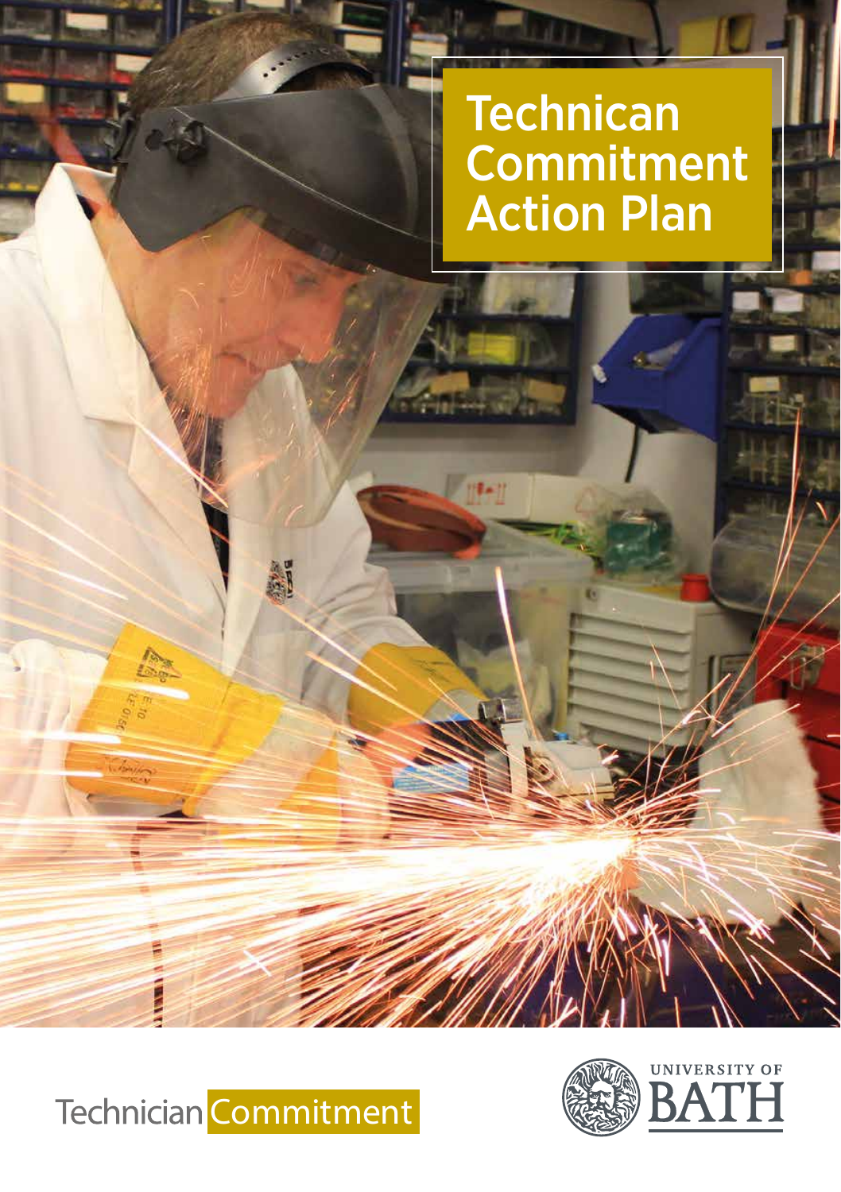# Technican Commitment Action Plan

Technician Commitment

UNIVERSITY OF BATH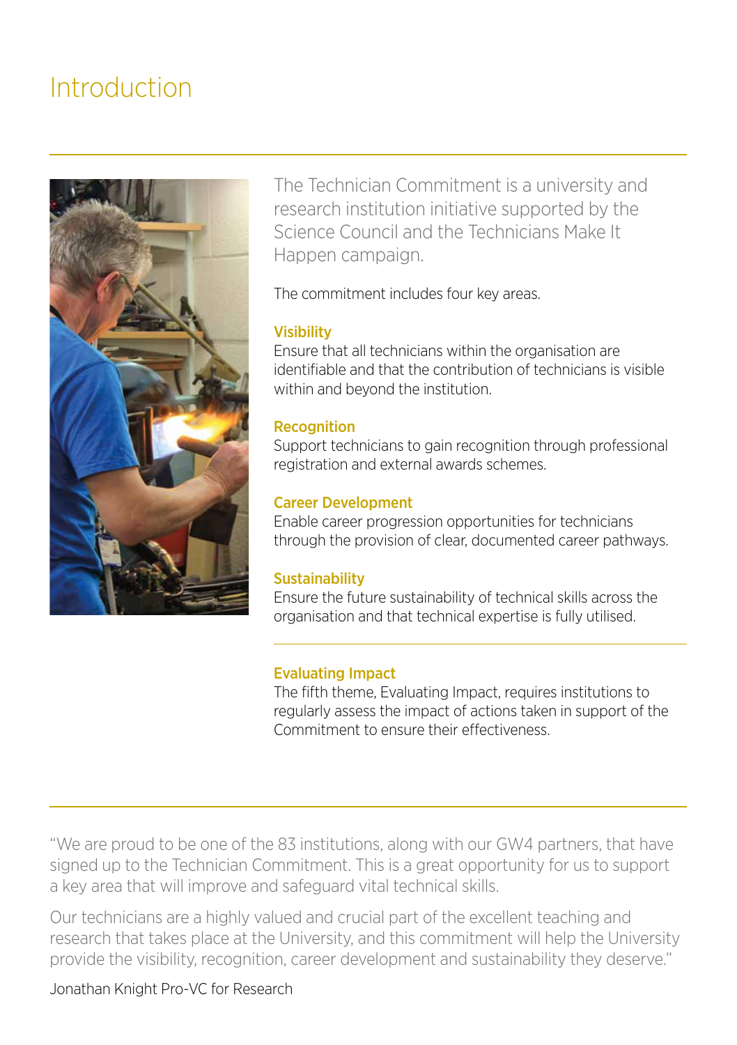# Introduction

The Technician Commitment is a university and research institution initiative supported by the Science Council and the Technicians Make It Happen campaign.

The commitment includes four key areas.

### Visibility

Ensure that all technicians within the organisation are identifiable and that the contribution of technicians is visible within and beyond the institution.

### Recognition

Support technicians to gain recognition through professional registration and external awards schemes.

### Career Development

Enable career progression opportunities for technicians through the provision of clear, documented career pathways.

### Sustainability

Ensure the future sustainability of technical skills across the organisation and that technical expertise is fully utilised.

### Evaluating Impact

The fifth theme, Evaluating Impact, requires institutions to regularly assess the impact of actions taken in support of the Commitment to ensure their effectiveness.

"We are proud to be one of the 83 institutions, along with our GW4 partners, that have signed up to the Technician Commitment. This is a great opportunity for us to support a key area that will improve and safeguard vital technical skills.

Our technicians are a highly valued and crucial part of the excellent teaching and research that takes place at the University, and this commitment will help the University provide the visibility, recognition, career development and sustainability they deserve."

Jonathan Knight Pro-VC for Research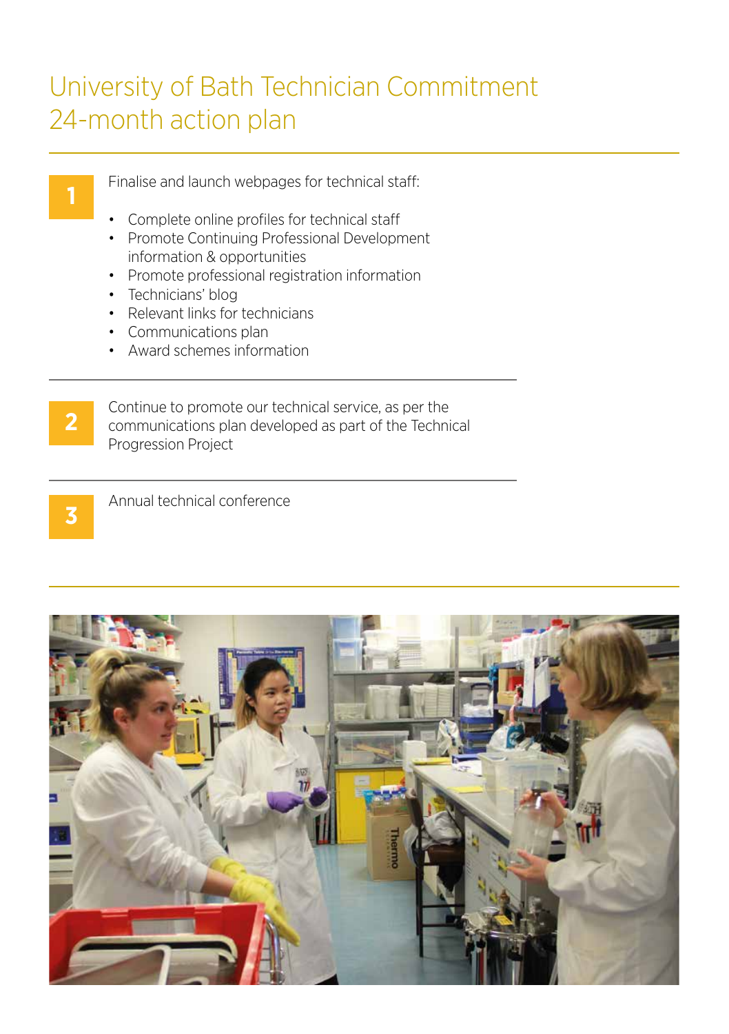# University of Bath Technician Commitment 24-month action plan

**1**

Finalise and launch webpages for technical staff:

- Complete online profiles for technical staff
- Promote Continuing Professional Development information & opportunities
- Promote professional registration information
- Technicians' blog
- Relevant links for technicians
- Communications plan
- Award schemes information

**2**

Continue to promote our technical service, as per the communications plan developed as part of the Technical Progression Project

**3**

Annual technical conference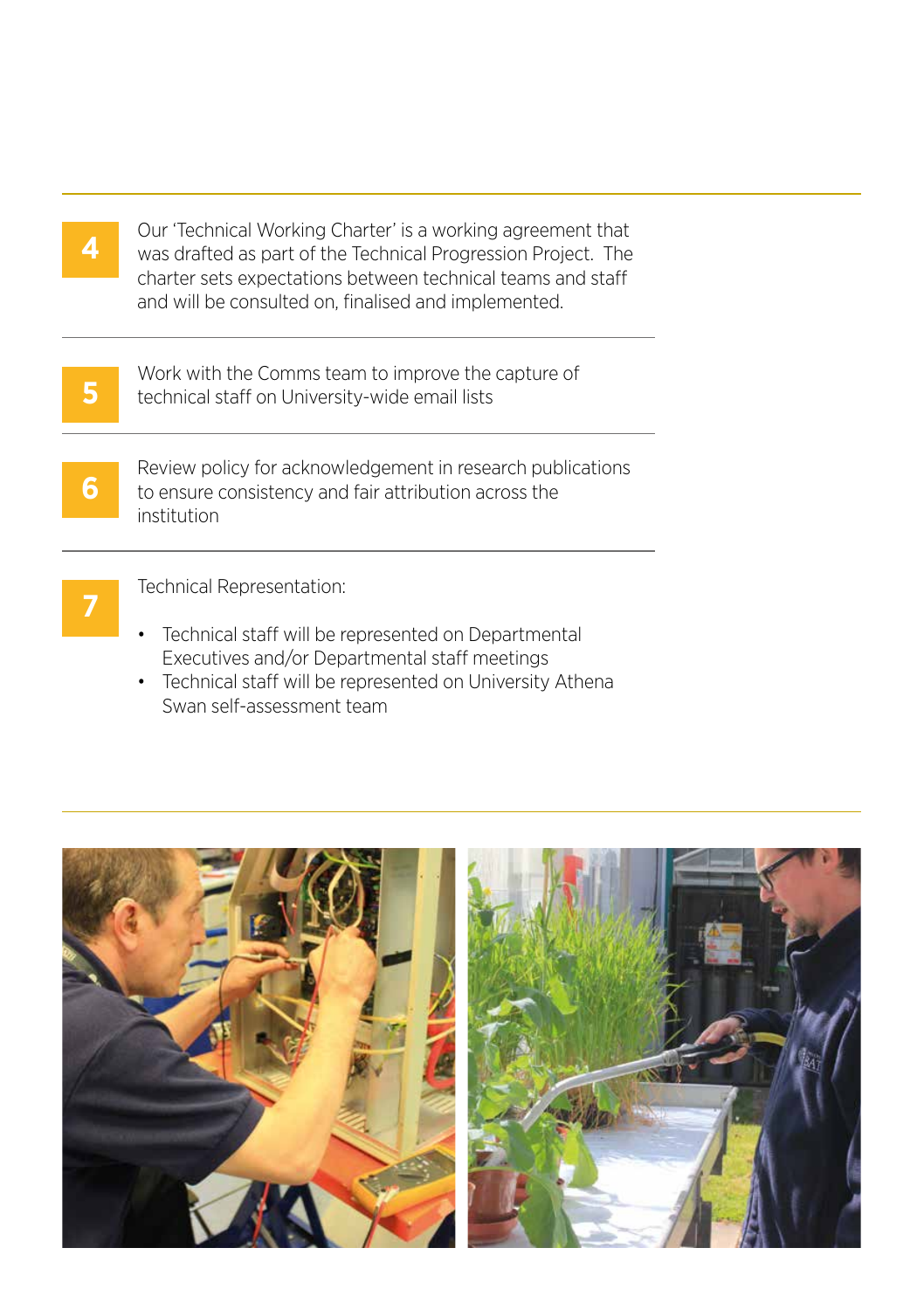**4** Our 'Technical Working Charter' is a working agreement that was drafted as part of the Technical Progression Project. The charter sets expectations between technical teams and staff and will be consulted on, finalised and implemented.

---

**5** Work with the Comms team to improve the capture of technical staff on University-wide email lists

---

**6** Review policy for acknowledgement in research publications to ensure consistency and fair attribution across the institution

---

**7** Technical Representation:

- Technical staff will be represented on Departmental Executives and/or Departmental staff meetings
- Technical staff will be represented on University Athena Swan self-assessment team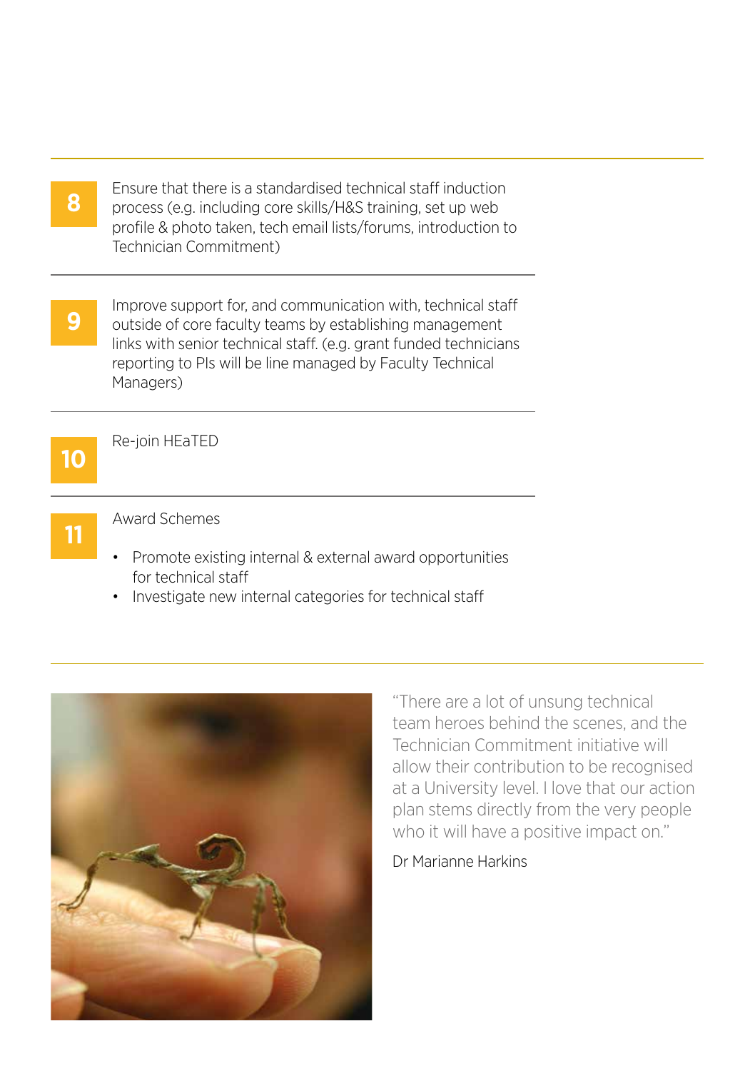**8** Ensure that there is a standardised technical staff induction process (e.g. including core skills/H&S training, set up web profile & photo taken, tech email lists/forums, introduction to Technician Commitment)

**9** Improve support for, and communication with, technical staff outside of core faculty teams by establishing management links with senior technical staff. (e.g. grant funded technicians reporting to PIs will be line managed by Faculty Technical Managers)

**10** Re-join HEaTED

**11** Award Schemes

- Promote existing internal & external award opportunities for technical staff
- Investigate new internal categories for technical staff

"There are a lot of unsung technical team heroes behind the scenes, and the Technician Commitment initiative will allow their contribution to be recognised at a University level. I love that our action plan stems directly from the very people who it will have a positive impact on."

Dr Marianne Harkins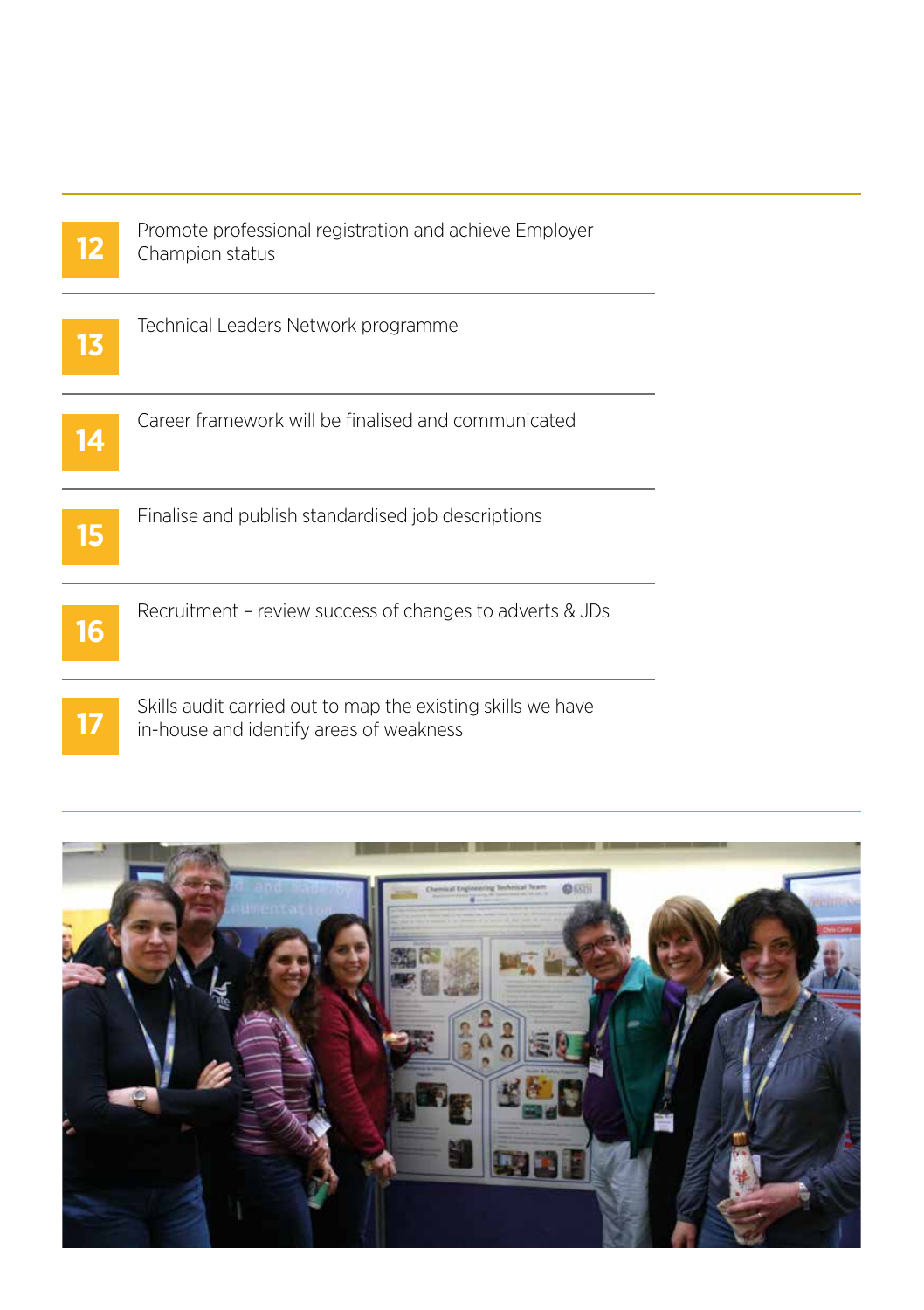**12** Promote professional registration and achieve Employer Champion status

**13** Technical Leaders Network programme

**14** Career framework will be finalised and communicated

**15** Finalise and publish standardised job descriptions

**16** Recruitment – review success of changes to adverts & JDs

**17** Skills audit carried out to map the existing skills we have in-house and identify areas of weakness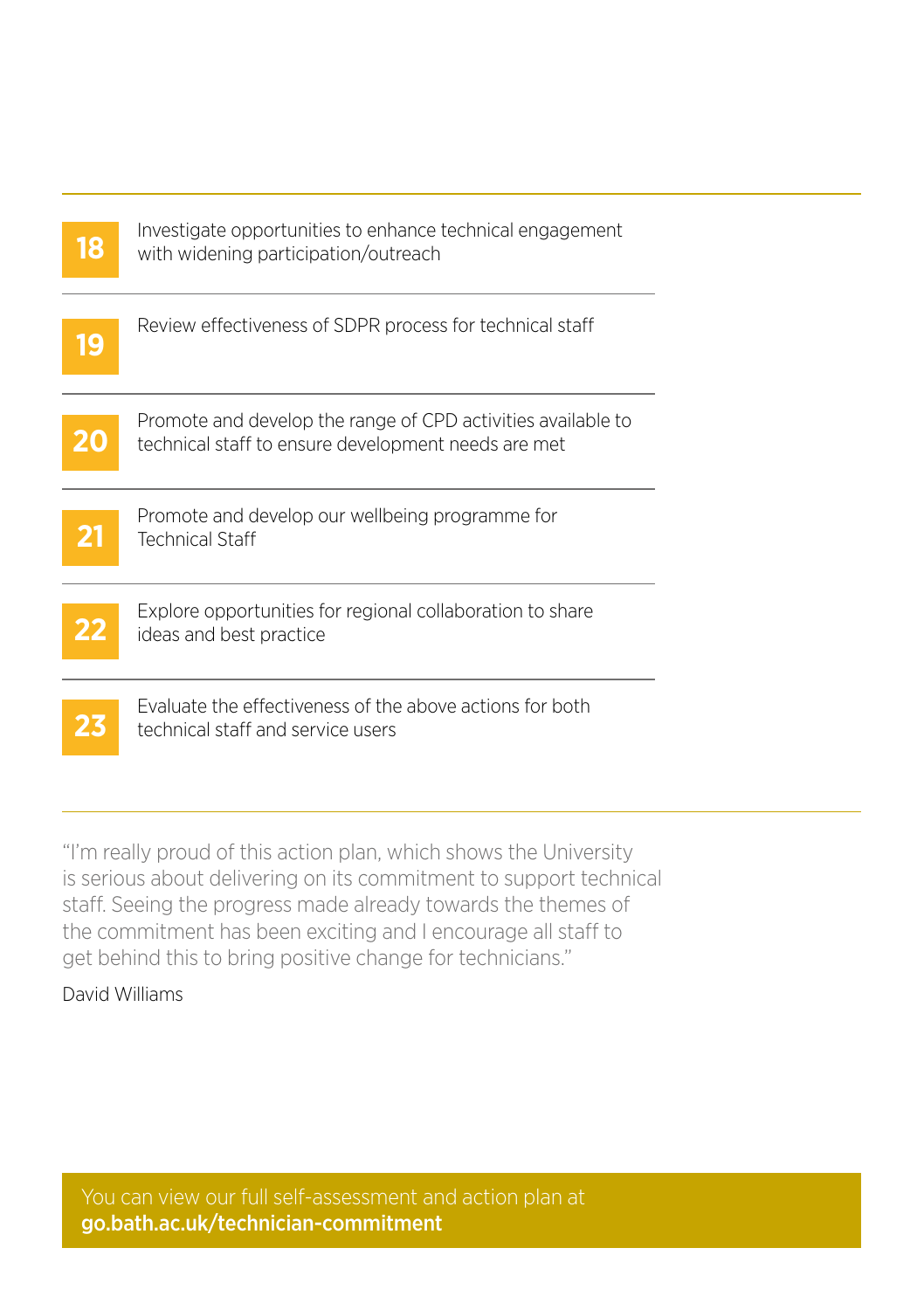**18** Investigate opportunities to enhance technical engagement with widening participation/outreach

**19** Review effectiveness of SDPR process for technical staff

**20** Promote and develop the range of CPD activities available to technical staff to ensure development needs are met

**21** Promote and develop our wellbeing programme for Technical Staff

**22** Explore opportunities for regional collaboration to share ideas and best practice

**23** Evaluate the effectiveness of the above actions for both technical staff and service users

---

"I'm really proud of this action plan, which shows the University is serious about delivering on its commitment to support technical staff. Seeing the progress made already towards the themes of the commitment has been exciting and I encourage all staff to get behind this to bring positive change for technicians."

David Williams

You can view our full self-assessment and action plan at
**go.bath.ac.uk/technician-commitment**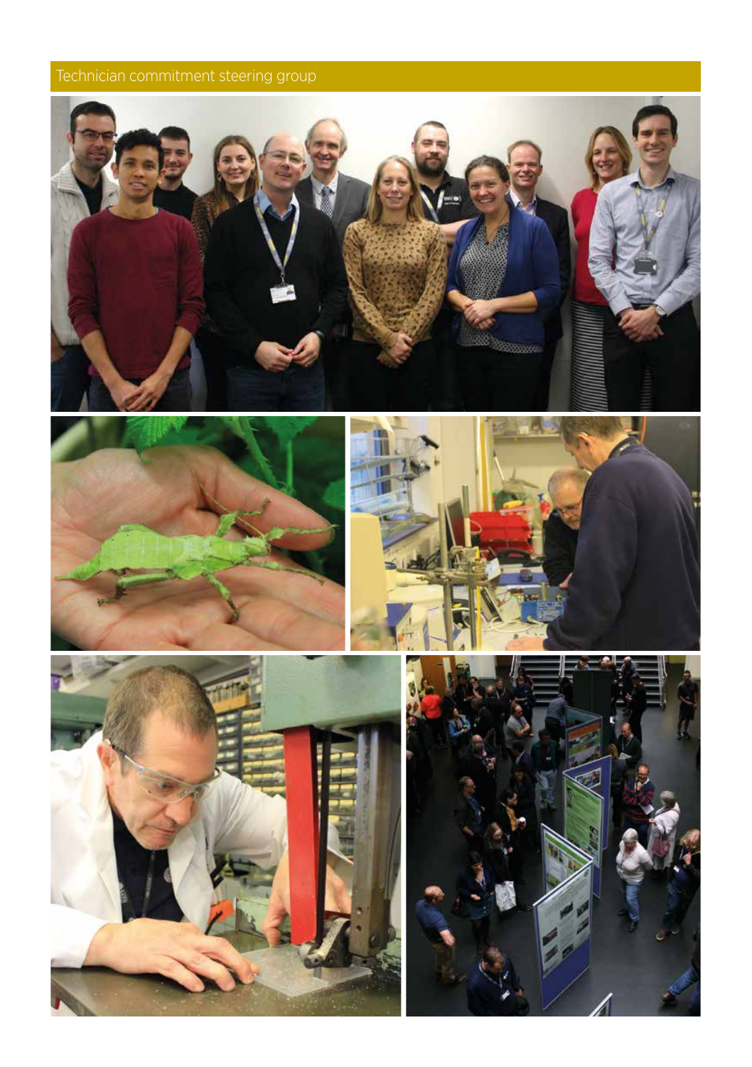Technician commitment steering group